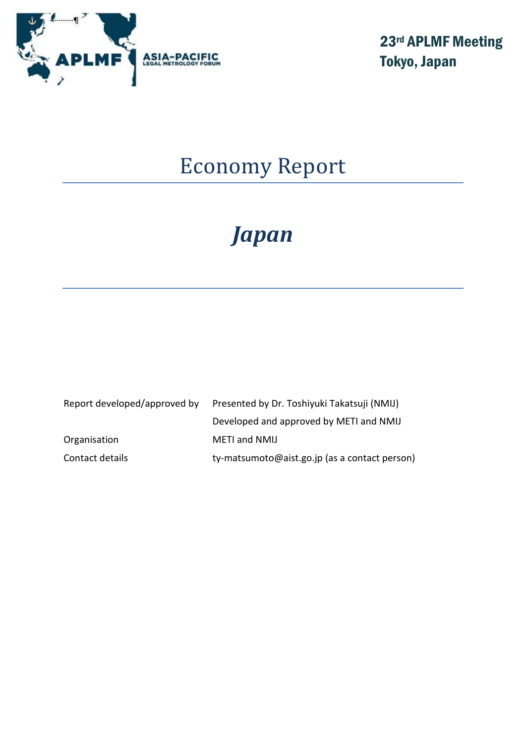**23rd APLMF Meeting**
**Tokyo, Japan**

# Economy Report

## *Japan*

| | |
|---|---|
| Report developed/approved by | Presented by Dr. Toshiyuki Takatsuji (NMIJ) |
| | Developed and approved by METI and NMIJ |
| Organisation | METI and NMIJ |
| Contact details | ty-matsumoto@aist.go.jp (as a contact person) |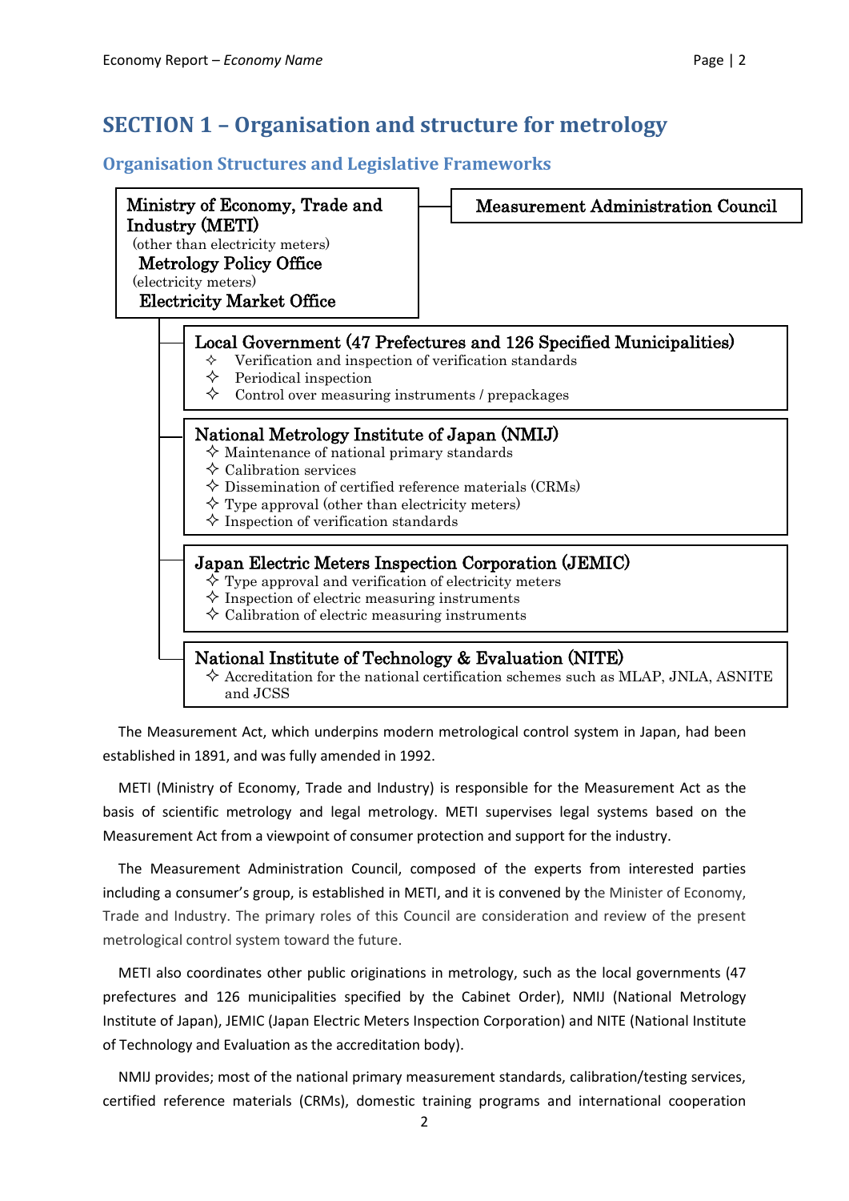# SECTION 1 – Organisation and structure for metrology

## Organisation Structures and Legislative Frameworks

**Ministry of Economy, Trade and Industry (METI)**
(other than electricity meters)
**Metrology Policy Office**
(electricity meters)
**Electricity Market Office**

**Measurement Administration Council**

**Local Government (47 Prefectures and 126 Specified Municipalities)**
- ✧ Verification and inspection of verification standards
- ✧ Periodical inspection
- ✧ Control over measuring instruments / prepackages

**National Metrology Institute of Japan (NMIJ)**
- ✧ Maintenance of national primary standards
- ✧ Calibration services
- ✧ Dissemination of certified reference materials (CRMs)
- ✧ Type approval (other than electricity meters)
- ✧ Inspection of verification standards

**Japan Electric Meters Inspection Corporation (JEMIC)**
- ✧ Type approval and verification of electricity meters
- ✧ Inspection of electric measuring instruments
- ✧ Calibration of electric measuring instruments

**National Institute of Technology & Evaluation (NITE)**
- ✧ Accreditation for the national certification schemes such as MLAP, JNLA, ASNITE and JCSS

The Measurement Act, which underpins modern metrological control system in Japan, had been established in 1891, and was fully amended in 1992.

METI (Ministry of Economy, Trade and Industry) is responsible for the Measurement Act as the basis of scientific metrology and legal metrology. METI supervises legal systems based on the Measurement Act from a viewpoint of consumer protection and support for the industry.

The Measurement Administration Council, composed of the experts from interested parties including a consumer's group, is established in METI, and it is convened by the Minister of Economy, Trade and Industry. The primary roles of this Council are consideration and review of the present metrological control system toward the future.

METI also coordinates other public originations in metrology, such as the local governments (47 prefectures and 126 municipalities specified by the Cabinet Order), NMIJ (National Metrology Institute of Japan), JEMIC (Japan Electric Meters Inspection Corporation) and NITE (National Institute of Technology and Evaluation as the accreditation body).

NMIJ provides; most of the national primary measurement standards, calibration/testing services, certified reference materials (CRMs), domestic training programs and international cooperation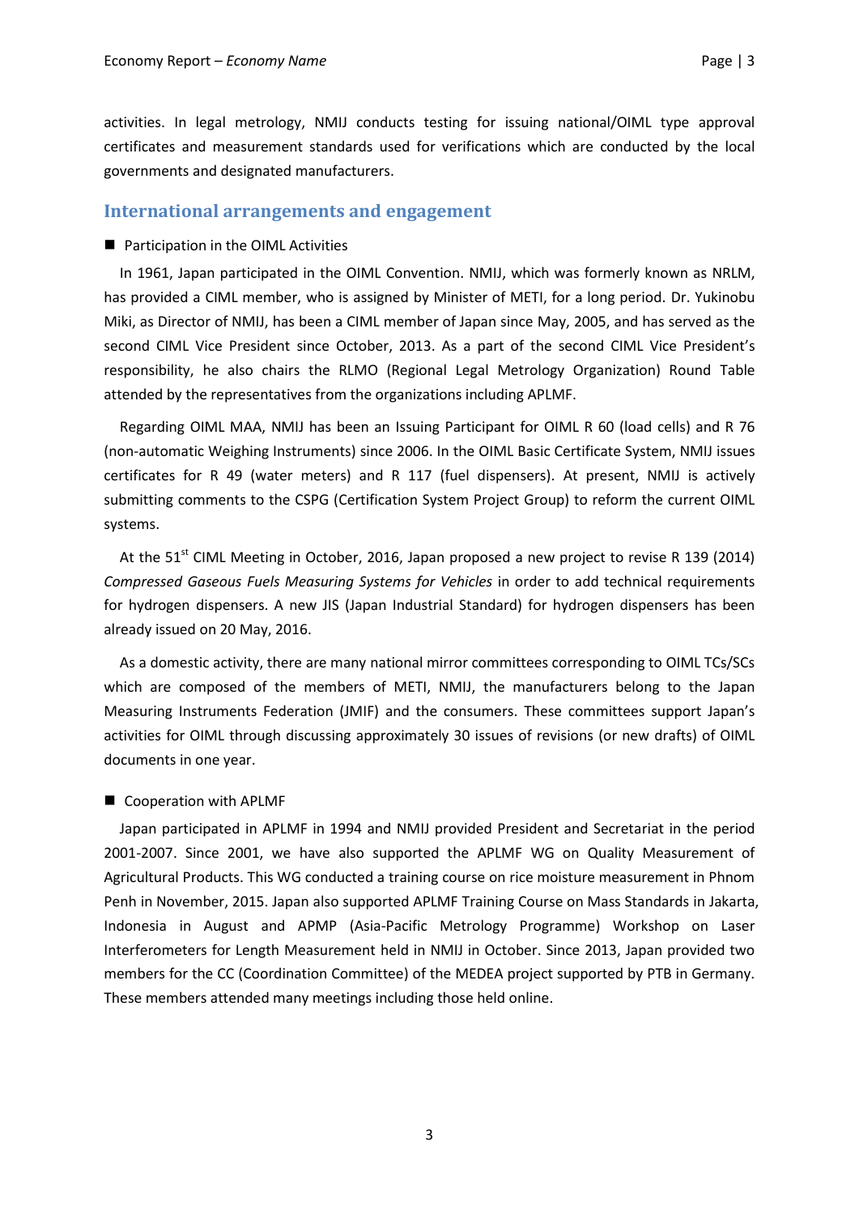activities. In legal metrology, NMIJ conducts testing for issuing national/OIML type approval certificates and measurement standards used for verifications which are conducted by the local governments and designated manufacturers.

## International arrangements and engagement

- Participation in the OIML Activities

In 1961, Japan participated in the OIML Convention. NMIJ, which was formerly known as NRLM, has provided a CIML member, who is assigned by Minister of METI, for a long period. Dr. Yukinobu Miki, as Director of NMIJ, has been a CIML member of Japan since May, 2005, and has served as the second CIML Vice President since October, 2013. As a part of the second CIML Vice President's responsibility, he also chairs the RLMO (Regional Legal Metrology Organization) Round Table attended by the representatives from the organizations including APLMF.

Regarding OIML MAA, NMIJ has been an Issuing Participant for OIML R 60 (load cells) and R 76 (non-automatic Weighing Instruments) since 2006. In the OIML Basic Certificate System, NMIJ issues certificates for R 49 (water meters) and R 117 (fuel dispensers). At present, NMIJ is actively submitting comments to the CSPG (Certification System Project Group) to reform the current OIML systems.

At the 51st CIML Meeting in October, 2016, Japan proposed a new project to revise R 139 (2014) *Compressed Gaseous Fuels Measuring Systems for Vehicles* in order to add technical requirements for hydrogen dispensers. A new JIS (Japan Industrial Standard) for hydrogen dispensers has been already issued on 20 May, 2016.

As a domestic activity, there are many national mirror committees corresponding to OIML TCs/SCs which are composed of the members of METI, NMIJ, the manufacturers belong to the Japan Measuring Instruments Federation (JMIF) and the consumers. These committees support Japan's activities for OIML through discussing approximately 30 issues of revisions (or new drafts) of OIML documents in one year.

- Cooperation with APLMF

Japan participated in APLMF in 1994 and NMIJ provided President and Secretariat in the period 2001-2007. Since 2001, we have also supported the APLMF WG on Quality Measurement of Agricultural Products. This WG conducted a training course on rice moisture measurement in Phnom Penh in November, 2015. Japan also supported APLMF Training Course on Mass Standards in Jakarta, Indonesia in August and APMP (Asia-Pacific Metrology Programme) Workshop on Laser Interferometers for Length Measurement held in NMIJ in October. Since 2013, Japan provided two members for the CC (Coordination Committee) of the MEDEA project supported by PTB in Germany. These members attended many meetings including those held online.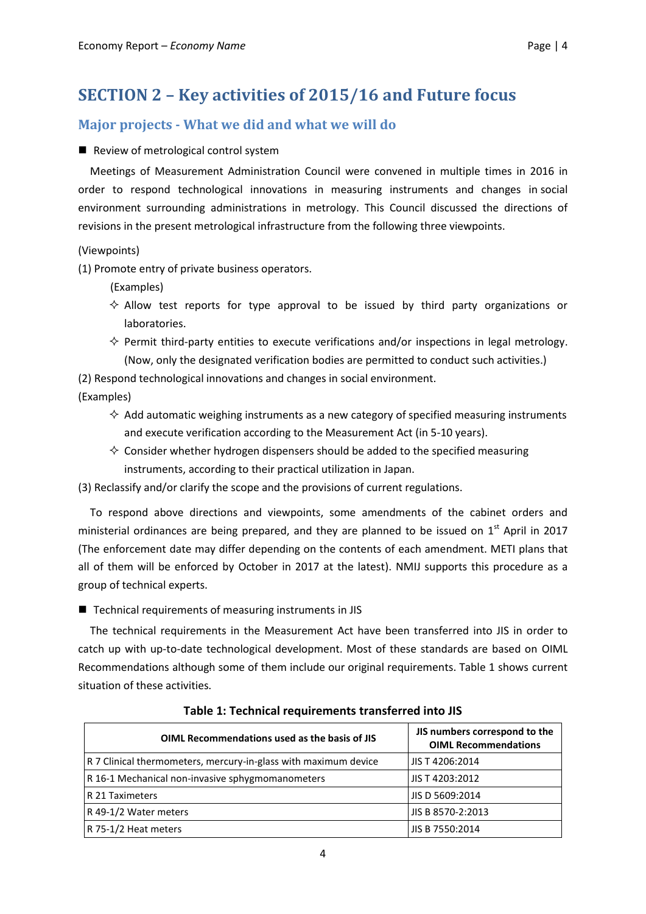# SECTION 2 – Key activities of 2015/16 and Future focus

## Major projects - What we did and what we will do

- Review of metrological control system

Meetings of Measurement Administration Council were convened in multiple times in 2016 in order to respond technological innovations in measuring instruments and changes in social environment surrounding administrations in metrology. This Council discussed the directions of revisions in the present metrological infrastructure from the following three viewpoints.

(Viewpoints)

(1) Promote entry of private business operators.

(Examples)

- ✧ Allow test reports for type approval to be issued by third party organizations or laboratories.
- ✧ Permit third-party entities to execute verifications and/or inspections in legal metrology. (Now, only the designated verification bodies are permitted to conduct such activities.)

(2) Respond technological innovations and changes in social environment.

(Examples)

- ✧ Add automatic weighing instruments as a new category of specified measuring instruments and execute verification according to the Measurement Act (in 5-10 years).
- ✧ Consider whether hydrogen dispensers should be added to the specified measuring instruments, according to their practical utilization in Japan.

(3) Reclassify and/or clarify the scope and the provisions of current regulations.

To respond above directions and viewpoints, some amendments of the cabinet orders and ministerial ordinances are being prepared, and they are planned to be issued on 1st April in 2017 (The enforcement date may differ depending on the contents of each amendment. METI plans that all of them will be enforced by October in 2017 at the latest). NMIJ supports this procedure as a group of technical experts.

- Technical requirements of measuring instruments in JIS

The technical requirements in the Measurement Act have been transferred into JIS in order to catch up with up-to-date technological development. Most of these standards are based on OIML Recommendations although some of them include our original requirements. Table 1 shows current situation of these activities.

**Table 1: Technical requirements transferred into JIS**

| OIML Recommendations used as the basis of JIS | JIS numbers correspond to the OIML Recommendations |
|---|---|
| R 7 Clinical thermometers, mercury-in-glass with maximum device | JIS T 4206:2014 |
| R 16-1 Mechanical non-invasive sphygmomanometers | JIS T 4203:2012 |
| R 21 Taximeters | JIS D 5609:2014 |
| R 49-1/2 Water meters | JIS B 8570-2:2013 |
| R 75-1/2 Heat meters | JIS B 7550:2014 |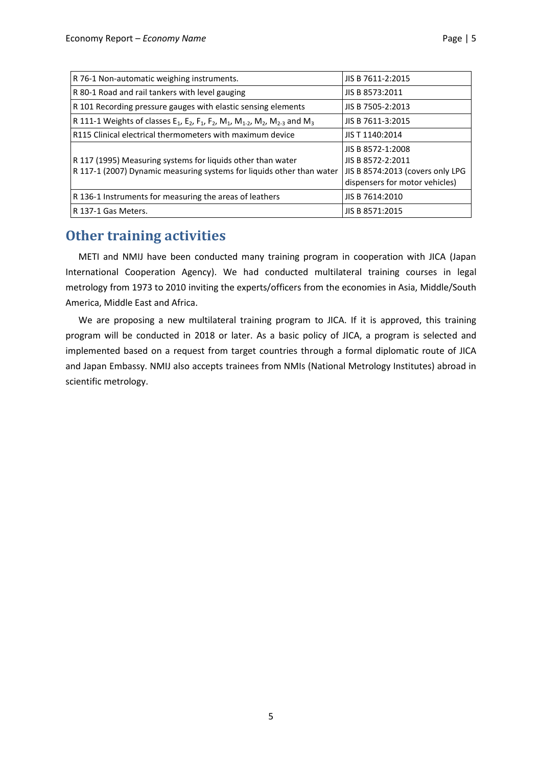| | |
|---|---|
| R 76-1 Non-automatic weighing instruments. | JIS B 7611-2:2015 |
| R 80-1 Road and rail tankers with level gauging | JIS B 8573:2011 |
| R 101 Recording pressure gauges with elastic sensing elements | JIS B 7505-2:2013 |
| R 111-1 Weights of classes $E_1$, $E_2$, $F_1$, $F_2$, $M_1$, $M_{1-2}$, $M_2$, $M_{2-3}$ and $M_3$ | JIS B 7611-3:2015 |
| R115 Clinical electrical thermometers with maximum device | JIS T 1140:2014 |
| R 117 (1995) Measuring systems for liquids other than water<br>R 117-1 (2007) Dynamic measuring systems for liquids other than water | JIS B 8572-1:2008<br>JIS B 8572-2:2011<br>JIS B 8574:2013 (covers only LPG dispensers for motor vehicles) |
| R 136-1 Instruments for measuring the areas of leathers | JIS B 7614:2010 |
| R 137-1 Gas Meters. | JIS B 8571:2015 |

## Other training activities

METI and NMIJ have been conducted many training program in cooperation with JICA (Japan International Cooperation Agency). We had conducted multilateral training courses in legal metrology from 1973 to 2010 inviting the experts/officers from the economies in Asia, Middle/South America, Middle East and Africa.

We are proposing a new multilateral training program to JICA. If it is approved, this training program will be conducted in 2018 or later. As a basic policy of JICA, a program is selected and implemented based on a request from target countries through a formal diplomatic route of JICA and Japan Embassy. NMIJ also accepts trainees from NMIs (National Metrology Institutes) abroad in scientific metrology.